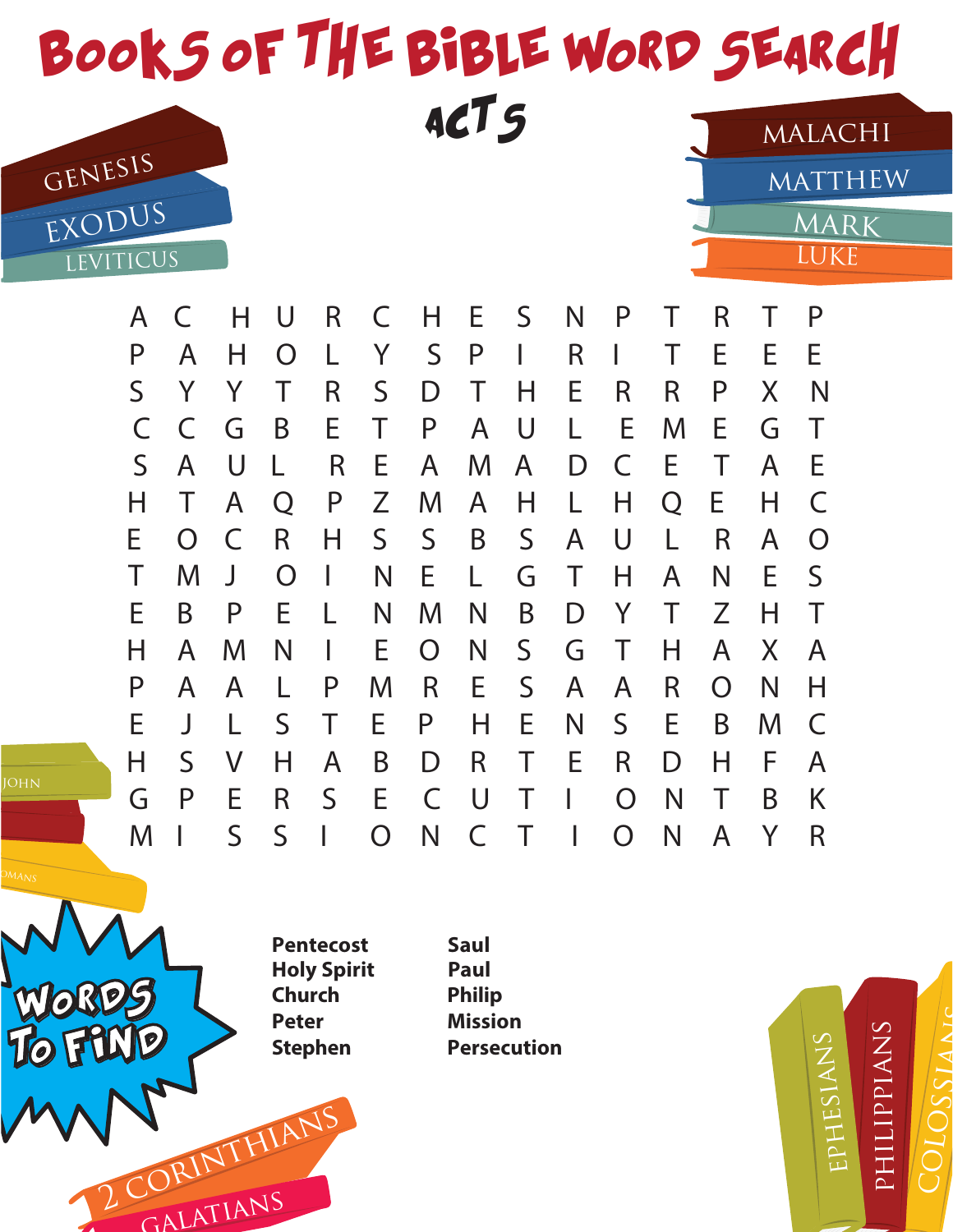# Books of the Bible Word Search

## Acts

| | | | | | | | | | | | | | | |
|---|---|---|---|---|---|---|---|---|---|---|---|---|---|---|
| A | C | H | U | R | C | H | E | S | N | P | T | R | T | P |
| P | A | H | O | L | Y | S | P | I | R | I | T | E | E | E |
| S | Y | Y | T | R | S | D | T | H | E | R | R | P | X | N |
| C | C | G | B | E | T | P | A | U | L | E | M | E | G | T |
| S | A | U | L | R | E | A | M | A | D | C | E | T | A | E |
| H | T | A | Q | P | Z | M | A | H | L | H | Q | E | H | C |
| E | O | C | R | H | S | S | B | S | A | U | L | R | A | O |
| T | M | J | O | I | N | E | L | G | T | H | A | N | E | S |
| E | B | P | E | L | N | M | N | B | D | Y | T | Z | H | T |
| H | A | M | N | I | E | O | N | S | G | T | H | A | X | A |
| P | A | A | L | P | M | R | E | S | A | A | R | O | N | H |
| E | J | L | S | T | E | P | H | E | N | S | E | B | M | C |
| H | S | V | H | A | B | D | R | T | E | R | D | H | F | A |
| G | P | E | R | S | E | C | U | T | I | O | N | T | B | K |
| M | I | S | S | I | O | N | C | T | I | O | N | A | Y | R |

**Words To Find**

- **Pentecost**
- **Holy Spirit**
- **Church**
- **Peter**
- **Stephen**
- **Saul**
- **Paul**
- **Philip**
- **Mission**
- **Persecution**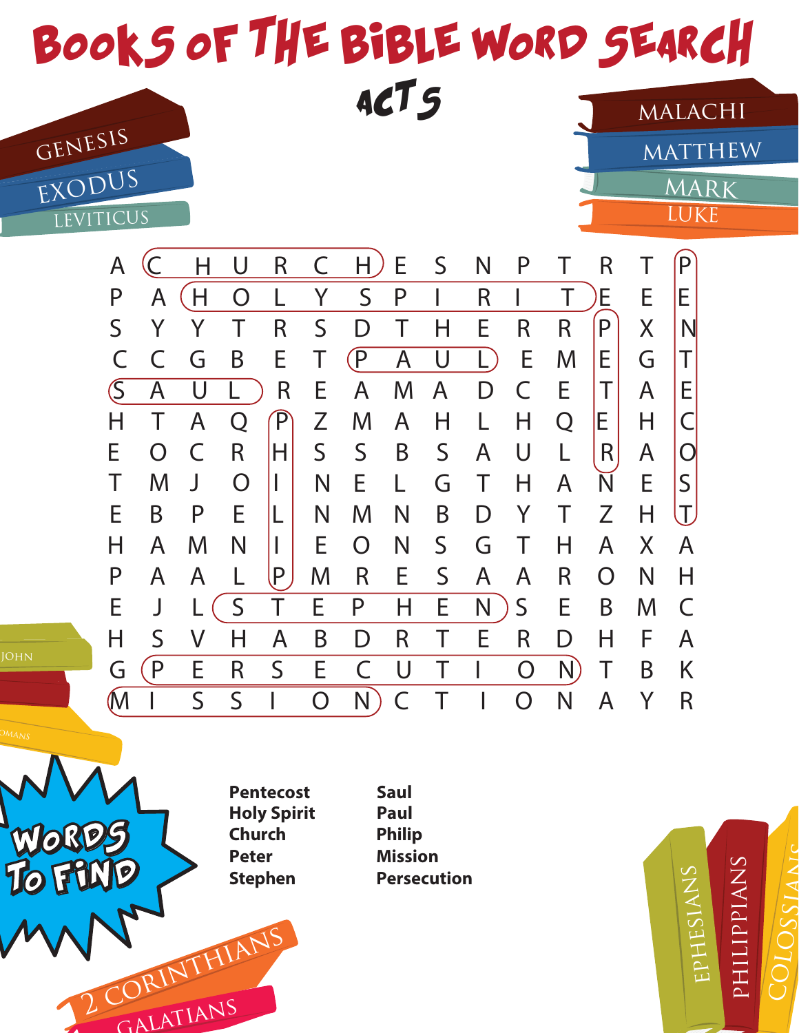# Books of the Bible Word Search

## Acts

MALACHI
MATTHEW
MARK
LUKE

GENESIS
EXODUS
LEVITICUS

| | | | | | | | | | | | | | | |
|---|---|---|---|---|---|---|---|---|---|---|---|---|---|---|
| A | C | H | U | R | C | H | E | S | N | P | T | R | T | P |
| P | A | H | O | L | Y | S | P | I | R | I | T | E | E | E |
| S | Y | Y | T | R | S | D | T | H | E | R | R | P | X | N |
| C | C | G | B | E | T | P | A | U | L | E | M | E | G | T |
| S | A | U | L | R | E | A | M | A | D | C | E | T | A | E |
| H | T | A | Q | P | Z | M | A | H | L | H | Q | E | H | C |
| E | O | C | R | H | S | S | B | S | A | U | L | R | A | O |
| T | M | J | O | I | N | E | L | G | T | H | A | N | E | S |
| E | B | P | E | L | N | M | N | B | D | Y | T | Z | H | T |
| H | A | M | N | I | E | O | N | S | G | T | H | A | X | A |
| P | A | A | L | P | M | R | E | S | A | A | R | O | N | H |
| E | J | L | S | T | E | P | H | E | N | S | E | B | M | C |
| H | S | V | H | A | B | D | R | T | E | R | D | H | F | A |
| G | P | E | R | S | E | C | U | T | I | O | N | T | B | K |
| M | I | S | S | I | O | N | C | T | I | O | N | A | Y | R |

JOHN
ROMANS

### Words To Find

**Pentecost**
**Holy Spirit**
**Church**
**Peter**
**Stephen**
**Saul**
**Paul**
**Philip**
**Mission**
**Persecution**

EPHESIANS
PHILIPPIANS
COLOSSIANS
2 CORINTHIANS
GALATIANS